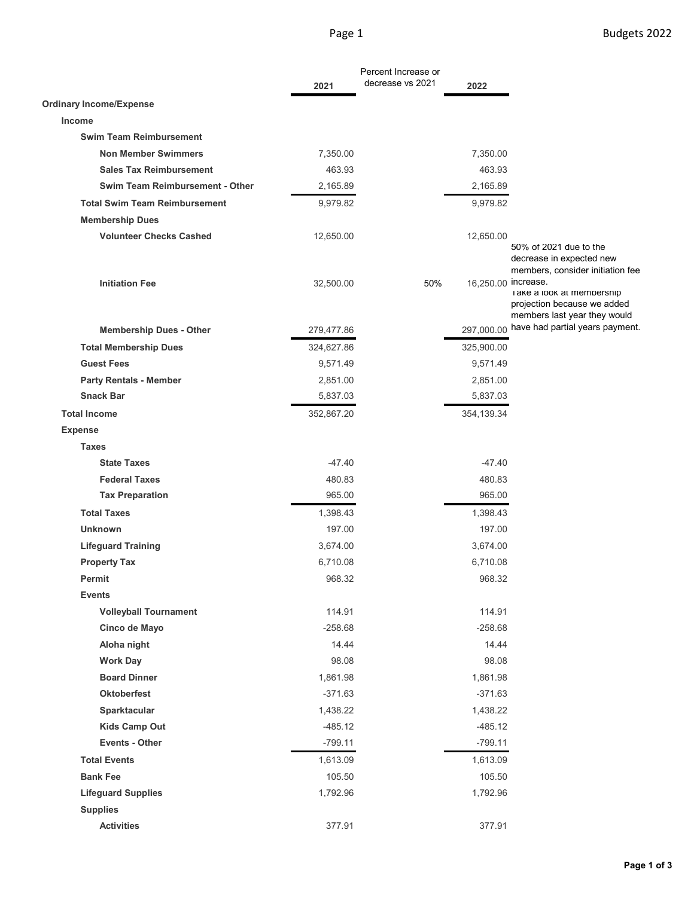| | 2021 | Percent Increase or decrease vs 2021 | 2022 | |
|---|---|---|---|---|
| **Ordinary Income/Expense** | | | | |
| **Income** | | | | |
| **Swim Team Reimbursement** | | | | |
| **Non Member Swimmers** | 7,350.00 | | 7,350.00 | |
| **Sales Tax Reimbursement** | 463.93 | | 463.93 | |
| **Swim Team Reimbursement - Other** | 2,165.89 | | 2,165.89 | |
| **Total Swim Team Reimbursement** | 9,979.82 | | 9,979.82 | |
| **Membership Dues** | | | | |
| **Volunteer Checks Cashed** | 12,650.00 | | 12,650.00 | |
| **Initiation Fee** | 32,500.00 | 50% | 16,250.00 | 50% of 2021 due to the decrease in expected new members, consider initiation fee increase. |
| **Membership Dues - Other** | 279,477.86 | | 297,000.00 | Take a look at membership projection because we added members last year they would have had partial years payment. |
| **Total Membership Dues** | 324,627.86 | | 325,900.00 | |
| **Guest Fees** | 9,571.49 | | 9,571.49 | |
| **Party Rentals - Member** | 2,851.00 | | 2,851.00 | |
| **Snack Bar** | 5,837.03 | | 5,837.03 | |
| **Total Income** | 352,867.20 | | 354,139.34 | |
| **Expense** | | | | |
| **Taxes** | | | | |
| **State Taxes** | -47.40 | | -47.40 | |
| **Federal Taxes** | 480.83 | | 480.83 | |
| **Tax Preparation** | 965.00 | | 965.00 | |
| **Total Taxes** | 1,398.43 | | 1,398.43 | |
| **Unknown** | 197.00 | | 197.00 | |
| **Lifeguard Training** | 3,674.00 | | 3,674.00 | |
| **Property Tax** | 6,710.08 | | 6,710.08 | |
| **Permit** | 968.32 | | 968.32 | |
| **Events** | | | | |
| **Volleyball Tournament** | 114.91 | | 114.91 | |
| **Cinco de Mayo** | -258.68 | | -258.68 | |
| **Aloha night** | 14.44 | | 14.44 | |
| **Work Day** | 98.08 | | 98.08 | |
| **Board Dinner** | 1,861.98 | | 1,861.98 | |
| **Oktoberfest** | -371.63 | | -371.63 | |
| **Sparktacular** | 1,438.22 | | 1,438.22 | |
| **Kids Camp Out** | -485.12 | | -485.12 | |
| **Events - Other** | -799.11 | | -799.11 | |
| **Total Events** | 1,613.09 | | 1,613.09 | |
| **Bank Fee** | 105.50 | | 105.50 | |
| **Lifeguard Supplies** | 1,792.96 | | 1,792.96 | |
| **Supplies** | | | | |
| **Activities** | 377.91 | | 377.91 | |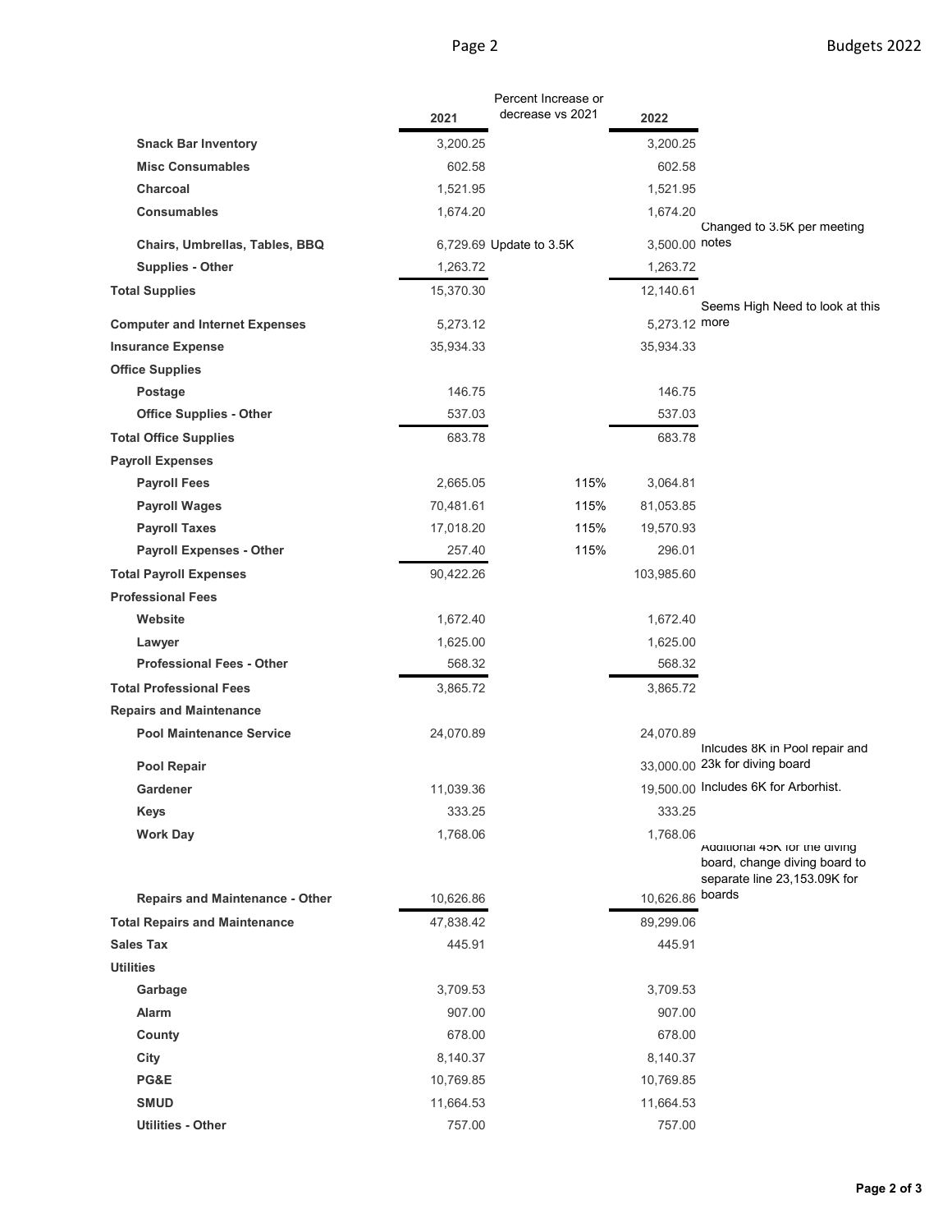| | 2021 | Percent Increase or decrease vs 2021 | 2022 | |
|---|---|---|---|---|
| **Snack Bar Inventory** | 3,200.25 | | 3,200.25 | |
| **Misc Consumables** | 602.58 | | 602.58 | |
| **Charcoal** | 1,521.95 | | 1,521.95 | |
| **Consumables** | 1,674.20 | | 1,674.20 | |
| **Chairs, Umbrellas, Tables, BBQ** | 6,729.69 | Update to 3.5K | 3,500.00 | Changed to 3.5K per meeting notes |
| **Supplies - Other** | 1,263.72 | | 1,263.72 | |
| **Total Supplies** | 15,370.30 | | 12,140.61 | |
| **Computer and Internet Expenses** | 5,273.12 | | 5,273.12 | Seems High Need to look at this more |
| **Insurance Expense** | 35,934.33 | | 35,934.33 | |
| **Office Supplies** | | | | |
| **Postage** | 146.75 | | 146.75 | |
| **Office Supplies - Other** | 537.03 | | 537.03 | |
| **Total Office Supplies** | 683.78 | | 683.78 | |
| **Payroll Expenses** | | | | |
| **Payroll Fees** | 2,665.05 | 115% | 3,064.81 | |
| **Payroll Wages** | 70,481.61 | 115% | 81,053.85 | |
| **Payroll Taxes** | 17,018.20 | 115% | 19,570.93 | |
| **Payroll Expenses - Other** | 257.40 | 115% | 296.01 | |
| **Total Payroll Expenses** | 90,422.26 | | 103,985.60 | |
| **Professional Fees** | | | | |
| **Website** | 1,672.40 | | 1,672.40 | |
| **Lawyer** | 1,625.00 | | 1,625.00 | |
| **Professional Fees - Other** | 568.32 | | 568.32 | |
| **Total Professional Fees** | 3,865.72 | | 3,865.72 | |
| **Repairs and Maintenance** | | | | |
| **Pool Maintenance Service** | 24,070.89 | | 24,070.89 | |
| **Pool Repair** | | | 33,000.00 | Inlcudes 8K in Pool repair and 23k for diving board |
| **Gardener** | 11,039.36 | | 19,500.00 | Includes 6K for Arborhist. |
| **Keys** | 333.25 | | 333.25 | |
| **Work Day** | 1,768.06 | | 1,768.06 | |
| **Repairs and Maintenance - Other** | 10,626.86 | | 10,626.86 | Additional 45K for the diving board, change diving board to separate line 23,153.09K for boards |
| **Total Repairs and Maintenance** | 47,838.42 | | 89,299.06 | |
| **Sales Tax** | 445.91 | | 445.91 | |
| **Utilities** | | | | |
| **Garbage** | 3,709.53 | | 3,709.53 | |
| **Alarm** | 907.00 | | 907.00 | |
| **County** | 678.00 | | 678.00 | |
| **City** | 8,140.37 | | 8,140.37 | |
| **PG&E** | 10,769.85 | | 10,769.85 | |
| **SMUD** | 11,664.53 | | 11,664.53 | |
| **Utilities - Other** | 757.00 | | 757.00 | |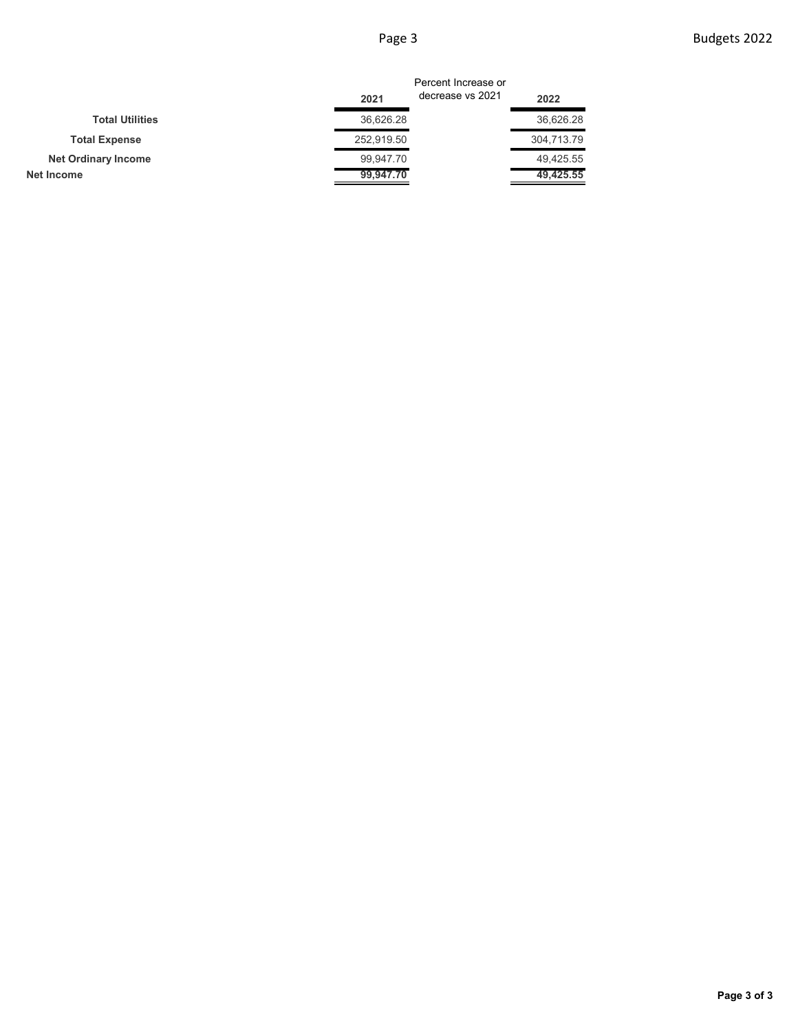| | 2021 | Percent Increase or decrease vs 2021 | 2022 |
|---|---|---|---|
| **Total Utilities** | 36,626.28 | | 36,626.28 |
| **Total Expense** | 252,919.50 | | 304,713.79 |
| **Net Ordinary Income** | 99,947.70 | | 49,425.55 |
| **Net Income** | **99,947.70** | | **49,425.55** |